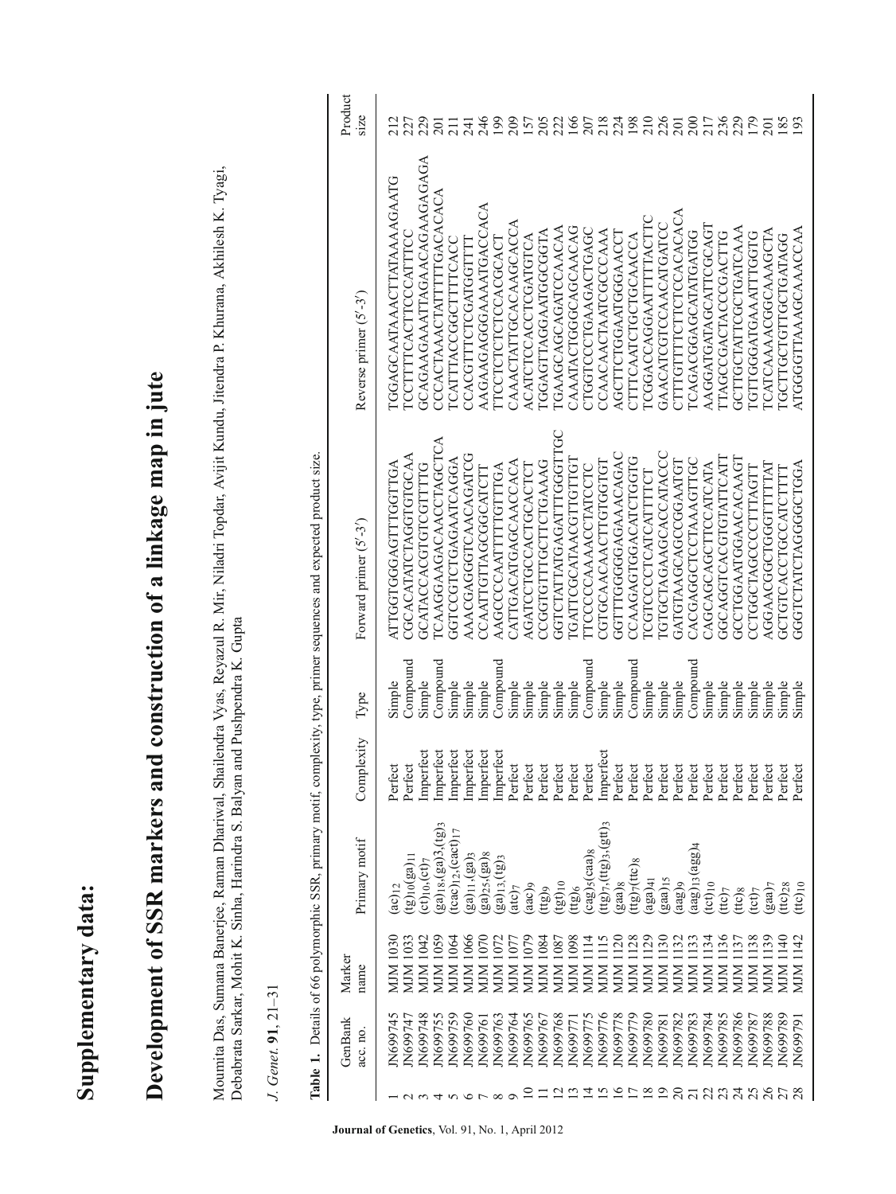# Supplementary data:

## Development of SSR markers and construction of a linkage map in jute

Moumita Das, Sumana Banerjee, Raman Dhariwal, Shailendra Vyas, Reyazul R. Mir, Niladri Topdar, Avijit Kundu, Jitendra P. Khurana, Akhilesh K. Tyagi, Debabrata Sarkar, Mohit K. Sinha, Harindra S. Balyan and Pushpendra K. Gupta

*J. Genet.* **91**, 21–31

**Table 1.** Details of 66 polymorphic SSR, primary motif, complexity, type, primer sequences and expected product size.

| | GenBank acc. no. | Marker name | Primary motif | Complexity | Type | Forward primer (5′-3′) | Reverse primer (5′-3′) | Product size |
|---|---|---|---|---|---|---|---|---|
| 1 | JN699745 | MJM 1030 | $(ac)_{12}$ | Perfect | Simple | ATTGGTGGGAGTTTGGTTGA | TGGAGCAATAAACTTATAAAAGAATG | 212 |
| 2 | JN699747 | MJM 1033 | $(tg)_{10}(ga)_{11}$ | Perfect | Compound | CGCACATATCTAGGTGTGCAA | TCCTTTTCACTTCCCATTTCC | 227 |
| 3 | JN699748 | MJM 1042 | $(ct)_{10},(ct)_{7}$ | Imperfect | Simple | GCATACCACGTGTCGTTTTG | GCAGAAGAAATTAGAACAGAAGAGAGA | 229 |
| 4 | JN699755 | MJM 1059 | $(ga)_{18},(ga)_{3},(tg)_{3}$ | Imperfect | Compound | TCAAGGAAGACAACCTAGCTCA | CCCACTAAACTATTTTTGACACACA | 201 |
| 5 | JN699759 | MJM 1064 | $(tcac)_{12},(cact)_{17}$ | Imperfect | Simple | GGTCCGTCTGAGAATCAGGA | TCATTTACCGGCTTTTCACC | 211 |
| 6 | JN699760 | MJM 1066 | $(ga)_{11},(ga)_{3}$ | Imperfect | Simple | AAACGAGGGTCAACAGATCG | CCACGTTTCTCGATGGTTTT | 241 |
| 7 | JN699761 | MJM 1070 | $(ga)_{25},(ga)_{8}$ | Imperfect | Simple | CCAATTGTTAGCGGCATCTT | AAGAAGAGGGAAAATGACCACA | 246 |
| 8 | JN699763 | MJM 1072 | $(ga)_{13},(tg)_{3}$ | Imperfect | Compound | AAGCCCCAATTTTGTTTGA | TTCCTCTCTCTCCACGCACT | 199 |
| 9 | JN699764 | MJM 1077 | $(atc)_{7}$ | Perfect | Simple | CATTGACATGAGCAACCACA | CAAACTATTGCACAAGCACCA | 209 |
| 10 | JN699765 | MJM 1079 | $(aac)_{9}$ | Perfect | Simple | AGATCCTGCCACTGCACTCT | ACATCCTCCACCTCGATGTCA | 157 |
| 11 | JN699767 | MJM 1084 | $(ttg)_{9}$ | Perfect | Simple | CGGTGTTTGCTTCTGAAAG | TGGAGTTAGGAATGGCGGTA | 205 |
| 12 | JN699768 | MJM 1087 | $(tgt)_{10}$ | Perfect | Simple | GGTCTATTATGAGATTTGGGTTGC | TGAAGCAGCAGATCCAACAA | 222 |
| 13 | JN699771 | MJM 1098 | $(ttg)_{6}$ | Perfect | Simple | TGATTCGCATAACGTTGTTGT | CAAATACTGGGCAGCAACAG | 166 |
| 14 | JN699775 | MJM 1114 | $(cag)_{5}(caa)_{8}$ | Perfect | Compound | TTCCCCAAAACCTATCCTC | CTGGTCCCTGAAGACTGAGC | 207 |
| 15 | JN699776 | MJM 1115 | $(ttg)_{7},(ttg)_{3},(gtt)_{3}$ | Imperfect | Simple | CGTGCAACAACTTGTGGTGT | CCAACAACTAATCGCCCAAA | 218 |
| 16 | JN699778 | MJM 1120 | $(gaa)_{8}$ | Perfect | Simple | GGTTTGGGGAGAAACAGAC | AGCTTCTGGAATGGGAACCT | 224 |
| 17 | JN699779 | MJM 1128 | $(ttg)_{7}(ttc)_{8}$ | Perfect | Compound | CCAAGAGTGGACATCTGGTG | CTTTCAATCTGCTGCAACCA | 198 |
| 18 | JN699780 | MJM 1129 | $(aga)_{41}$ | Perfect | Simple | TCGTCCCTCATCATTTTCT | TCGGACCAGGAATTTTTACTTC | 210 |
| 19 | JN699781 | MJM 1130 | $(gaa)_{15}$ | Perfect | Simple | TGTGCTAGAAGCACCATACCC | GAACATCGTCCAACATGATCC | 226 |
| 20 | JN699782 | MJM 1132 | $(aag)_{9}$ | Perfect | Simple | GATGTAAGCAGCGGAATGT | CTTTGTTTCTTCTCCACACACA | 201 |
| 21 | JN699783 | MJM 1133 | $(aag)_{13}(agg)_{4}$ | Perfect | Compound | CACGAGGCTCCTAAAGTTGC | TCAGACGGAGCATATGATGG | 200 |
| 22 | JN699784 | MJM 1134 | $(tct)_{10}$ | Perfect | Simple | CAGCAGCAGCTTCCATCATA | AAGGATGATAGCATTCGCAGT | 217 |
| 23 | JN699785 | MJM 1136 | $(ttc)_{7}$ | Perfect | Simple | GGCAGGTCACGTGTATTCATT | TTAGCCGACTACCCGACTTG | 236 |
| 24 | JN699786 | MJM 1137 | $(ttc)_{8}$ | Perfect | Simple | GCTTGGAATGGAACACAAGT | GCTTGCTATTCGCTGATCAAA | 229 |
| 25 | JN699787 | MJM 1138 | $(tct)_{7}$ | Perfect | Simple | CCTGGCTAGCCCCTTTAGTT | TGTTGGGATGAAATTGGTG | 179 |
| 26 | JN699788 | MJM 1139 | $(gaa)_{7}$ | Perfect | Simple | AGGAACGGCTGGGTTTTTAT | TCATCAAAACGGCAAAGCTA | 201 |
| 27 | JN699789 | MJM 1140 | $(ttc)_{28}$ | Perfect | Simple | GCTGTCACCTGCCATCTTTT | TGCTTGCTGTTGCTGATAGG | 185 |
| 28 | JN699791 | MJM 1142 | $(ttc)_{10}$ | Perfect | Simple | GGGTCTATCTAGGGGCTGGA | ATGGGGTTAAAGCAAACCAA | 193 |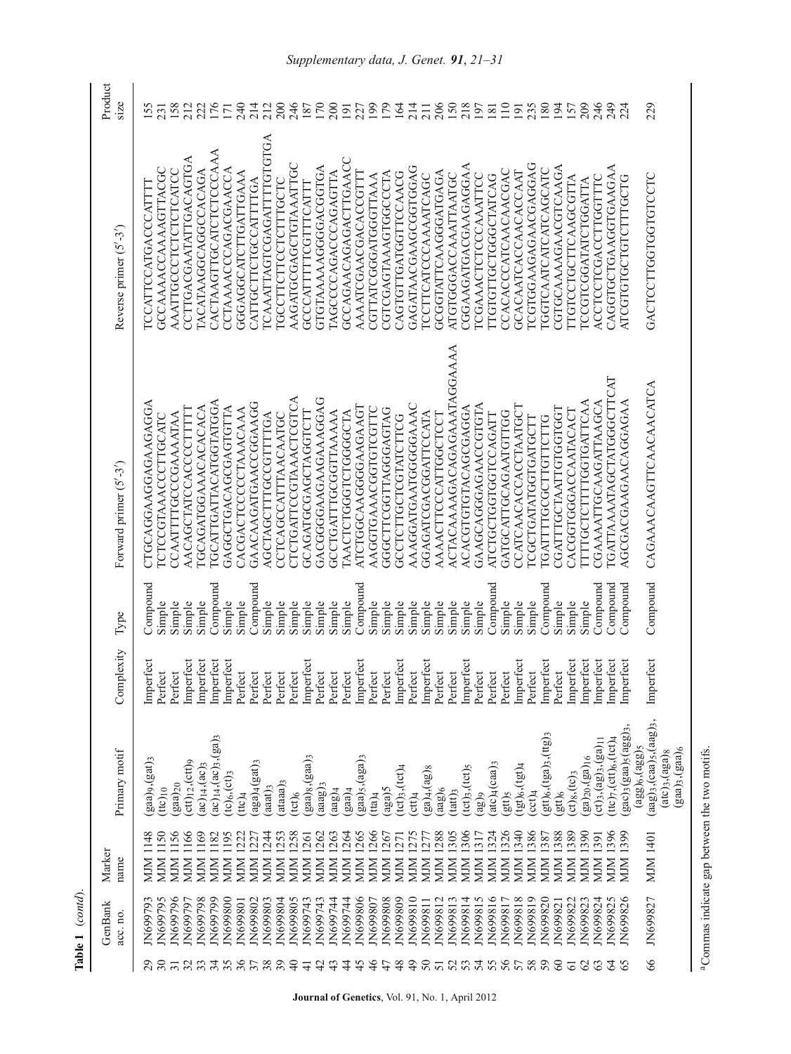**Table 1** (*contd*).

| | GenBank acc. no. | Marker name | Primary motif | Complexity | Type | Forward primer (5′-3′) | Reverse primer (5′-3′) | Product size |
|---|---|---|---|---|---|---|---|---|
| 29 | JN699793 | MJM 1148 | $(gaa)_9,(gat)_3$ | Imperfect | Compound | CTGCAGGAAGGAGAAGAGGA | TCCATTCCATGACCCATTTT | 155 |
| 30 | JN699795 | MJM 1150 | $(ttc)_{10}$ | Perfect | Simple | TCTCCGTAAACCCTTGCATC | GCCAAAACCAAAAGTTACGC | 231 |
| 31 | JN699796 | MJM 1156 | $(gaa)_{20}$ | Perfect | Simple | CCAATTTTGCCCGAAAATAA | AAATTGCCCTCTCTCTCATCC | 158 |
| 32 | JN699797 | MJM 1166 | $(ctt)_{12},(ctt)_9$ | Imperfect | Simple | AACAGCTATCCACCCCTTTTT | CCTTGACGAATATTGACAGTGA | 212 |
| 33 | JN699798 | MJM 1169 | $(ac)_{14},(ac)_3$ | Imperfect | Simple | TGCAGATGGAAACACACACA | TACATAAGGCAGGCCACAGA | 222 |
| 34 | JN699799 | MJM 1182 | $(ac)_{14},(ac)_3,(ga)_3$ | Imperfect | Compound | TGCATTGATTACATGGTATGGA | CACTAAGTTGCATCTCTCCAAA | 176 |
| 35 | JN699800 | MJM 1195 | $(tc)_6,(ct)_3$ | Imperfect | Simple | GAGGCTGACAGCGAGTGTTA | CCTAAACCCAGACGAACCA | 171 |
| 36 | JN699801 | MJM 1222 | $(ttc)_4$ | Perfect | Simple | CACGACTCCCCTAAACAAA | GGGAGGCATCTTGATTGAAA | 240 |
| 37 | JN699802 | MJM 1227 | $(aga)_4(gat)_3$ | Perfect | Compound | GAACAAGATGAACCGGAAGG | CATTGCTTCTGCCATTTTGA | 214 |
| 38 | JN699803 | MJM 1244 | $(aaat)_3$ | Perfect | Simple | AGCTAGCTTTGCCGTTTTGA | TCAAATTAGTCGAGATTTTGTGTGA | 212 |
| 39 | JN699804 | MJM 1253 | $(ataaa)_3$ | Perfect | Simple | CCTCAGCCATTTAACAATGC | TGCCTTCTTCCTCTTTGCTC | 200 |
| 40 | JN699805 | MJM 1258 | $(tct)_6$ | Perfect | Simple | CTCTGATTCCGTAAACTCGTCA | AAGATGCGAGCTGTAAATTGC | 246 |
| 41 | JN699743 | MJM 1261 | $(gaa)_8,(gaa)_3$ | Imperfect | Simple | GCAGATGCGAGCTAGGTCTT | GCCCATTTTTCGTTTCATTT | 187 |
| 42 | JN699743 | MJM 1262 | $(aaag)_3$ | Perfect | Simple | GACGGGAAGAAGAAAGGAG | GTGTAAAAAGGGGACGGTGA | 170 |
| 43 | JN699744 | MJM 1263 | $(aag)_4$ | Perfect | Simple | GCCTGATTTGCGGTTAAAAA | TAGCCCAGACCCAGAGTTA | 200 |
| 44 | JN699744 | MJM 1264 | $(gaa)_4$ | Perfect | Simple | TAACTCTGGTCTGGGCTA | GCCAGAACAGAGACTTGAACC | 191 |
| 45 | JN699806 | MJM 1265 | $(gaa)_5,(aga)_3$ | Imperfect | Compound | ATCTGGCAAGGGAAGAAGT | AAAATCGAACGACACCGTTT | 227 |
| 46 | JN699807 | MJM 1266 | $(tta)_4$ | Perfect | Simple | AAGGTGAAACGGTGTCGTTC | CGTTATCGGGATGGGTTAAA | 199 |
| 47 | JN699808 | MJM 1267 | $(aga)5$ | Perfect | Simple | GGGCTTCGGTTAGGGAGTAG | CGTCGAGTAAAGTGGCCCTA | 179 |
| 48 | JN699809 | MJM 1271 | $(tct)_3,(tct)_4$ | Imperfect | Simple | GCCTCTTGCTCGTATCTTCG | CAGTGTTGATGGTTCCAACG | 164 |
| 49 | JN699810 | MJM 1275 | $(ctt)_4$ | Perfect | Simple | AAAGGATGAATGGGGAAAC | GAGATAACGAAGCGGTGGAG | 214 |
| 50 | JN699811 | MJM 1277 | $(ga)_4,(ag)_8$ | Imperfect | Simple | GGAGATCGACGGATTCCATA | TCCTTCATCCCAAAATCAGC | 211 |
| 51 | JN699812 | MJM 1288 | $(aag)_6$ | Perfect | Simple | AAAACTTCCCATTGGCTCCT | GCGGTATTCAAGGGATGAGA | 206 |
| 52 | JN699813 | MJM 1305 | $(tatt)_3$ | Perfect | Simple | ACTACAAAAGACAGAGAAATAGGAAAA | ATGTGGGACCAAATTAGATGC | 150 |
| 53 | JN699814 | MJM 1306 | $(tct)_3,(tct)_5$ | Imperfect | Simple | ACACGTGTGTACAGCGAGGA | CGGAAGATGACGAAGAGGAA | 218 |
| 54 | JN699815 | MJM 1317 | $(ag)_9$ | Perfect | Simple | GAAGCAGGGAGAACCGTGTA | TCGAAACTCTCCCAAATTCC | 197 |
| 55 | JN699816 | MJM 1324 | $(atc)_4(caa)_3$ | Perfect | Compound | ATCTGCTGGTGGTCCAGATT | TTGTGTTGCTGGGCTATCAG | 181 |
| 56 | JN699817 | MJM 1326 | $(gtt)_5$ | Perfect | Simple | GATGCATTGCAGAATGTTGG | CCACACCCATCAACAACGAC | 110 |
| 57 | JN699818 | MJM 1340 | $(tgt)_6,(tgt)_4$ | Imperfect | Simple | CCATCAACACCACCTAATGCT | GCACAATCACCAACACCAAT | 191 |
| 58 | JN699819 | MJM 1386 | $(cct)_4$ | Perfect | Simple | TCGCTGATATGGTGATGCTT | TCGTGGAAGAGAACGAGGAG | 235 |
| 59 | JN699820 | MJM 1387 | $(gtt)_6,(tga)_3,(ttg)_3$ | Imperfect | Compound | TGATTTTGCGCTTGTTCTTG | TGGTCAATCATCATCAGCATC | 180 |
| 60 | JN699821 | MJM 1388 | $(gtt)_6$ | Perfect | Simple | CGATTGCTAATTGTGGTGGT | CGTGCAAAAGAACGTCAAGA | 194 |
| 61 | JN699822 | MJM 1389 | $(ct)_8,(tc)_3$ | Imperfect | Simple | CACGGTGGGACCAATACACT | TTGTCCTGCTTCAAGCGTTA | 157 |
| 62 | JN699823 | MJM 1390 | $(ga)_{20},(ga)_{16}$ | Imperfect | Simple | TTTTGCTCTTTTGGTGATTCAA | TCCGTCGGATATCTGGATTA | 209 |
| 63 | JN699824 | MJM 1391 | $(ct)_3,(ag)_3,(ga)_{11}$ | Imperfect | Compound | CGAAAATTGCAAGATTAAGCA | ACCTCCTCGACCTTGGTTTC | 246 |
| 64 | JN699825 | MJM 1396 | $(ttc)_7,(ctt)_6,(tct)_4$ | Imperfect | Compound | TGATTAAAATAGCTATGGCTTCAT | CAGGTGCTGAAGGTGAAGAA | 249 |
| 65 | JN699826 | MJM 1399 | $(gac)_3(gaa)_5(agg)_3,(agg)_6,(agg)_5$ | Imperfect | Compound | AGCGACGAAGAACAGGAGAA | ATCGTGTGCTGCTTTGCTG | 224 |
| 66 | JN699827 | MJM 1401 | $(aag)_3,(caa)_5,(aag)_3,(atc)_3,(aga)_8(gaa)_3,(gaa)_6$ | Imperfect | Compound | CAGAAACAAGTTCAACAACATCA | GACTCCTTGGTGGTCCTC | 229 |

[a]Commas indicate gap between the two motifs.